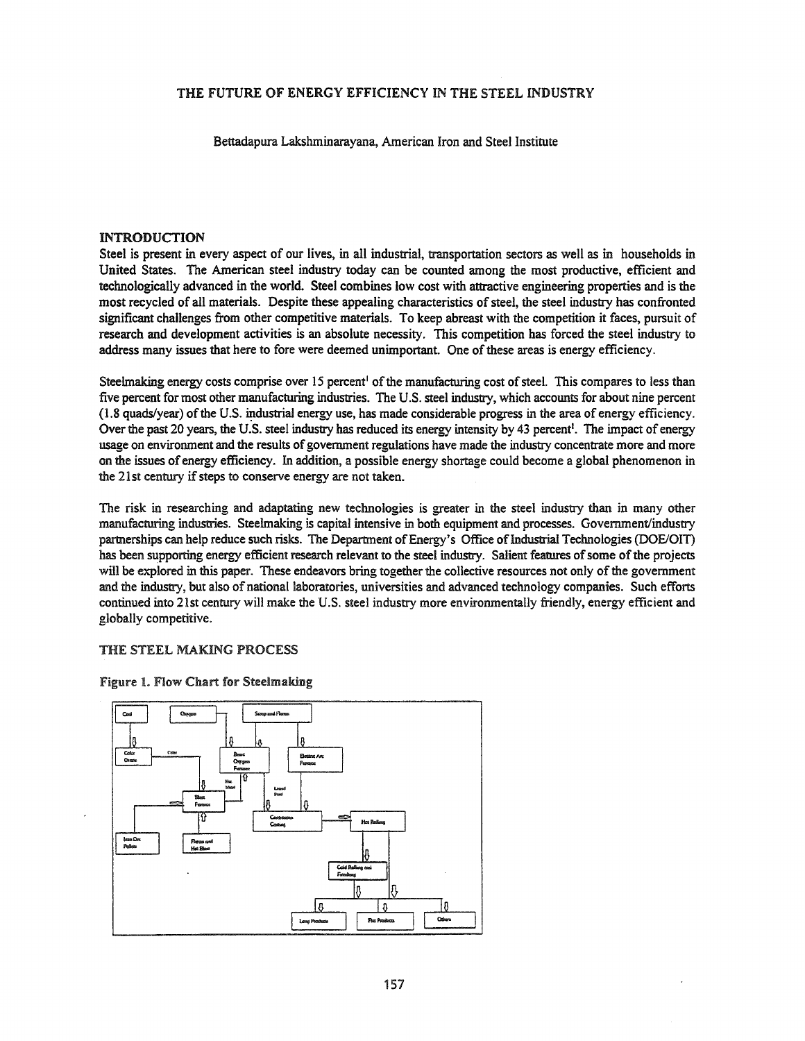# THE FUTURE OF ENERGY EFFICIENCY IN THE STEEL INDUSTRY

Bettadapura Lakshminarayana, American Iron and Steel Institute

## INTRODUCTION

Steel is present in every aspect of our lives, in all industrial, transportation sectors as well as in households in United States. The American steel industry today can be counted among the most productive, efficient and technologically advanced in the world. Steel combines low cost with attractive engineering properties and is the most recycled of all materials. Despite these appealing characteristics of steel, the steel industry has confronted significant challenges from other competitive materials. To keep abreast with the competition it faces, pursuit of research and development activities is an absolute necessity. This competition has forced the steel industry to address many issues that here to fore were deemed unimportant. One of these areas is energy efficiency.

Steelmaking energy costs comprise over 15 percent[1] of the manufacturing cost of steel. This compares to less than five percent for most other manufacturing industries. The U.S. steel industry, which accounts for about nine percent (1.8 quads/year) of the U.S. industrial energy use, has made considerable progress in the area of energy efficiency. Over the past 20 years, the U.S. steel industry has reduced its energy intensity by 43 percent[1]. The impact of energy usage on environment and the results of government regulations have made the industry concentrate more and more on the issues of energy efficiency. In addition, a possible energy shortage could become a global phenomenon in the 21st century if steps to conserve energy are not taken.

The risk in researching and adaptating new technologies is greater in the steel industry than in many other manufacturing industries. Steelmaking is capital intensive in both equipment and processes. Government/industry partnerships can help reduce such risks. The Department of Energy's Office of Industrial Technologies (DOE/OIT) has been supporting energy efficient research relevant to the steel industry. Salient features of some of the projects will be explored in this paper. These endeavors bring together the collective resources not only of the government and the industry, but also of national laboratories, universities and advanced technology companies. Such efforts continued into 21st century will make the U.S. steel industry more environmentally friendly, energy efficient and globally competitive.

## THE STEEL MAKING PROCESS

Figure 1. Flow Chart for Steelmaking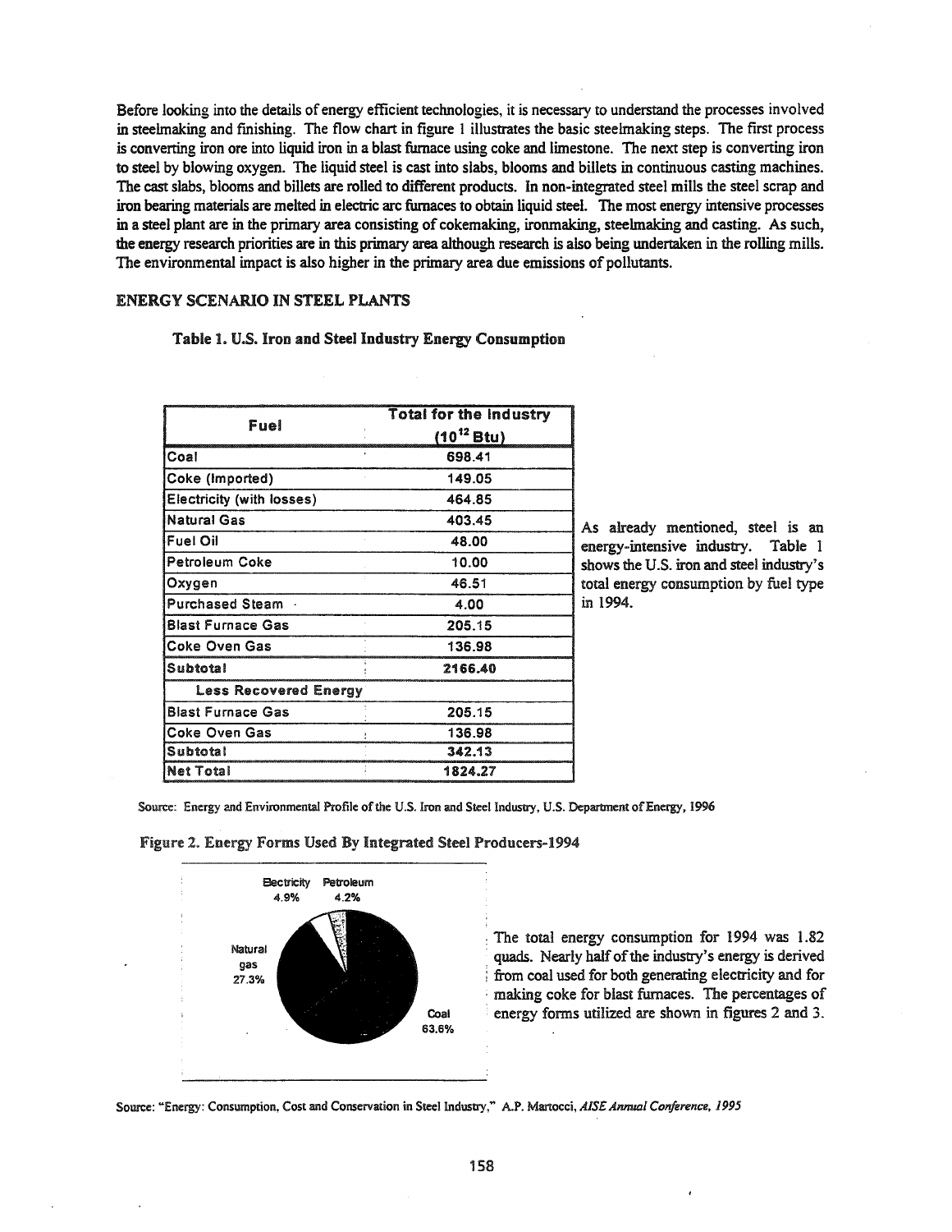Before looking into the details of energy efficient technologies, it is necessary to understand the processes involved in steelmaking and finishing. The flow chart in figure 1 illustrates the basic steelmaking steps. The first process is converting iron ore into liquid iron in a blast furnace using coke and limestone. The next step is converting iron to steel by blowing oxygen. The liquid steel is cast into slabs, blooms and billets in continuous casting machines. The cast slabs, blooms and billets are rolled to different products. In non-integrated steel mills the steel scrap and iron bearing materials are melted in electric arc furnaces to obtain liquid steel. The most energy intensive processes in a steel plant are in the primary area consisting of cokemaking, ironmaking, steelmaking and casting. As such, the energy research priorities are in this primary area although research is also being undertaken in the rolling mills. The environmental impact is also higher in the primary area due emissions of pollutants.

## ENERGY SCENARIO IN STEEL PLANTS

**Table 1. U.S. Iron and Steel Industry Energy Consumption**

| Fuel | Total for the Industry ($10^{12}$ Btu) |
|---|---|
| Coal | 698.41 |
| Coke (Imported) | 149.05 |
| Electricity (with losses) | 464.85 |
| Natural Gas | 403.45 |
| Fuel Oil | 48.00 |
| Petroleum Coke | 10.00 |
| Oxygen | 46.51 |
| Purchased Steam | 4.00 |
| Blast Furnace Gas | 205.15 |
| Coke Oven Gas | 136.98 |
| **Subtotal** | **2166.40** |
| **Less Recovered Energy** | |
| Blast Furnace Gas | 205.15 |
| Coke Oven Gas | 136.98 |
| Subtotal | 342.13 |
| Net Total | 1824.27 |

As already mentioned, steel is an energy-intensive industry. Table 1 shows the U.S. iron and steel industry's total energy consumption by fuel type in 1994.

Source: Energy and Environmental Profile of the U.S. Iron and Steel Industry, U.S. Department of Energy, 1996

**Figure 2. Energy Forms Used By Integrated Steel Producers-1994**

Electricity 4.9%, Petroleum 4.2%, Natural gas 27.3%, Coal 63.6%

The total energy consumption for 1994 was 1.82 quads. Nearly half of the industry's energy is derived from coal used for both generating electricity and for making coke for blast furnaces. The percentages of energy forms utilized are shown in figures 2 and 3.

Source: "Energy: Consumption, Cost and Conservation in Steel Industry," A.P. Martocci, *AISE Annual Conference, 1995*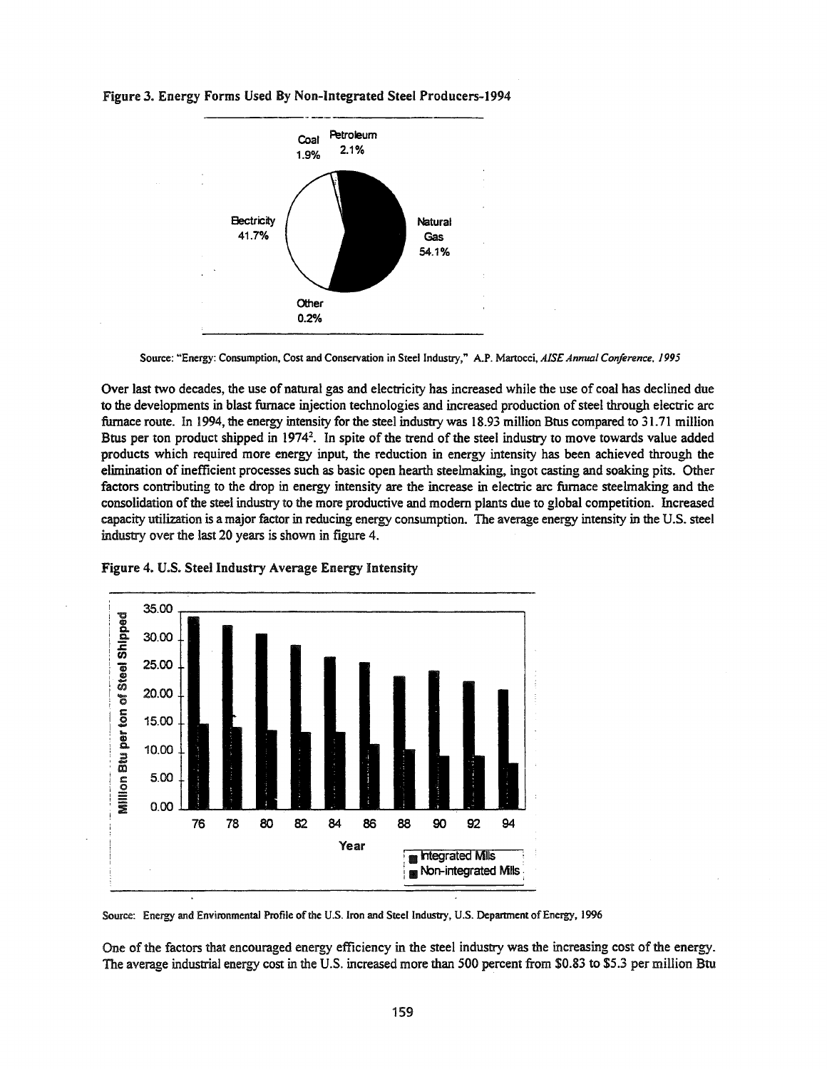**Figure 3. Energy Forms Used By Non-Integrated Steel Producers-1994**

Coal 1.9%, Petroleum 2.1%, Electricity 41.7%, Natural Gas 54.1%, Other 0.2%

Source: "Energy: Consumption, Cost and Conservation in Steel Industry," A.P. Martocci, *AISE Annual Conference, 1995*

Over last two decades, the use of natural gas and electricity has increased while the use of coal has declined due to the developments in blast furnace injection technologies and increased production of steel through electric arc furnace route. In 1994, the energy intensity for the steel industry was 18.93 million Btus compared to 31.71 million Btus per ton product shipped in 1974[2]. In spite of the trend of the steel industry to move towards value added products which required more energy input, the reduction in energy intensity has been achieved through the elimination of inefficient processes such as basic open hearth steelmaking, ingot casting and soaking pits. Other factors contributing to the drop in energy intensity are the increase in electric arc furnace steelmaking and the consolidation of the steel industry to the more productive and modern plants due to global competition. Increased capacity utilization is a major factor in reducing energy consumption. The average energy intensity in the U.S. steel industry over the last 20 years is shown in figure 4.

**Figure 4. U.S. Steel Industry Average Energy Intensity**

(Bar chart: Million Btu per ton of Steel Shipped, 0.00–35.00, by Year 76–94; series: Integrated Mills, Non-integrated Mills)

Source: Energy and Environmental Profile of the U.S. Iron and Steel Industry, U.S. Department of Energy, 1996

One of the factors that encouraged energy efficiency in the steel industry was the increasing cost of the energy. The average industrial energy cost in the U.S. increased more than 500 percent from $0.83 to $5.3 per million Btu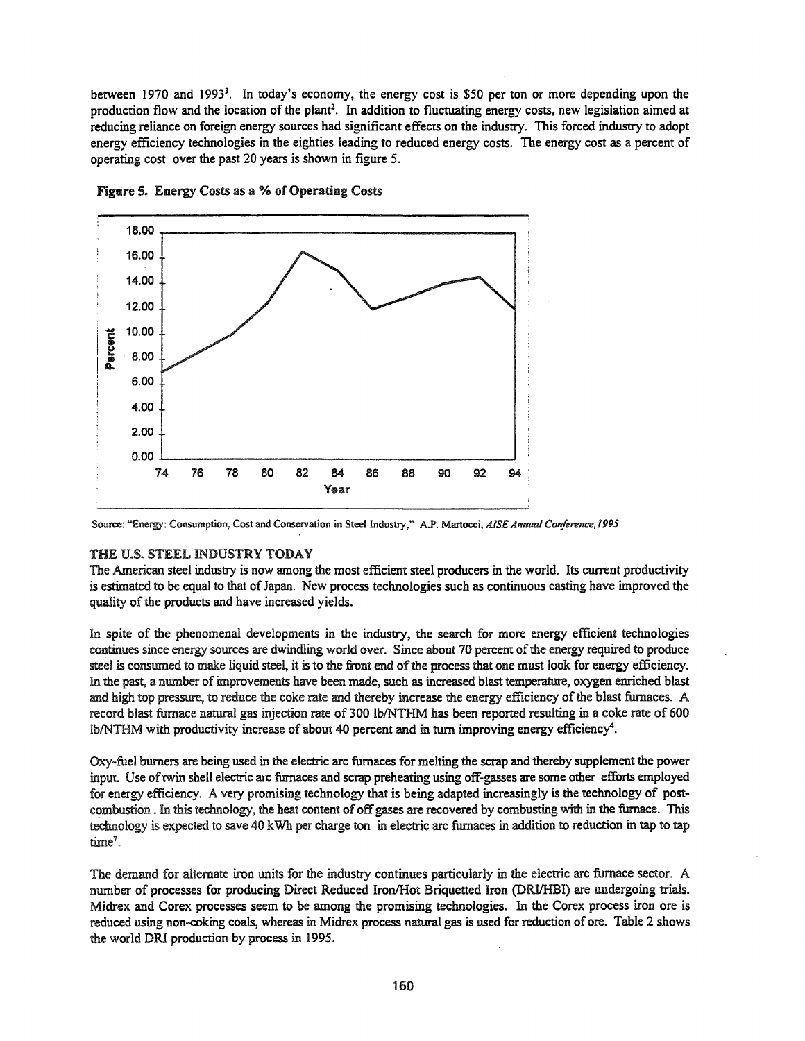between 1970 and 1993[3]. In today's economy, the energy cost is $50 per ton or more depending upon the production flow and the location of the plant[2]. In addition to fluctuating energy costs, new legislation aimed at reducing reliance on foreign energy sources had significant effects on the industry. This forced industry to adopt energy efficiency technologies in the eighties leading to reduced energy costs. The energy cost as a percent of operating cost over the past 20 years is shown in figure 5.

**Figure 5. Energy Costs as a % of Operating Costs**

Source: "Energy: Consumption, Cost and Conservation in Steel Industry," A.P. Martocci, *AISE Annual Conference, 1995*

## THE U.S. STEEL INDUSTRY TODAY

The American steel industry is now among the most efficient steel producers in the world. Its current productivity is estimated to be equal to that of Japan. New process technologies such as continuous casting have improved the quality of the products and have increased yields.

In spite of the phenomenal developments in the industry, the search for more energy efficient technologies continues since energy sources are dwindling world over. Since about 70 percent of the energy required to produce steel is consumed to make liquid steel, it is to the front end of the process that one must look for energy efficiency. In the past, a number of improvements have been made, such as increased blast temperature, oxygen enriched blast and high top pressure, to reduce the coke rate and thereby increase the energy efficiency of the blast furnaces. A record blast furnace natural gas injection rate of 300 lb/NTHM has been reported resulting in a coke rate of 600 lb/NTHM with productivity increase of about 40 percent and in turn improving energy efficiency[4].

Oxy-fuel burners are being used in the electric arc furnaces for melting the scrap and thereby supplement the power input. Use of twin shell electric arc furnaces and scrap preheating using off-gasses are some other efforts employed for energy efficiency. A very promising technology that is being adapted increasingly is the technology of post-combustion. In this technology, the heat content of off gases are recovered by combusting with in the furnace. This technology is expected to save 40 kWh per charge ton in electric arc furnaces in addition to reduction in tap to tap time[7].

The demand for alternate iron units for the industry continues particularly in the electric arc furnace sector. A number of processes for producing Direct Reduced Iron/Hot Briquetted Iron (DRI/HBI) are undergoing trials. Midrex and Corex processes seem to be among the promising technologies. In the Corex process iron ore is reduced using non-coking coals, whereas in Midrex process natural gas is used for reduction of ore. Table 2 shows the world DRI production by process in 1995.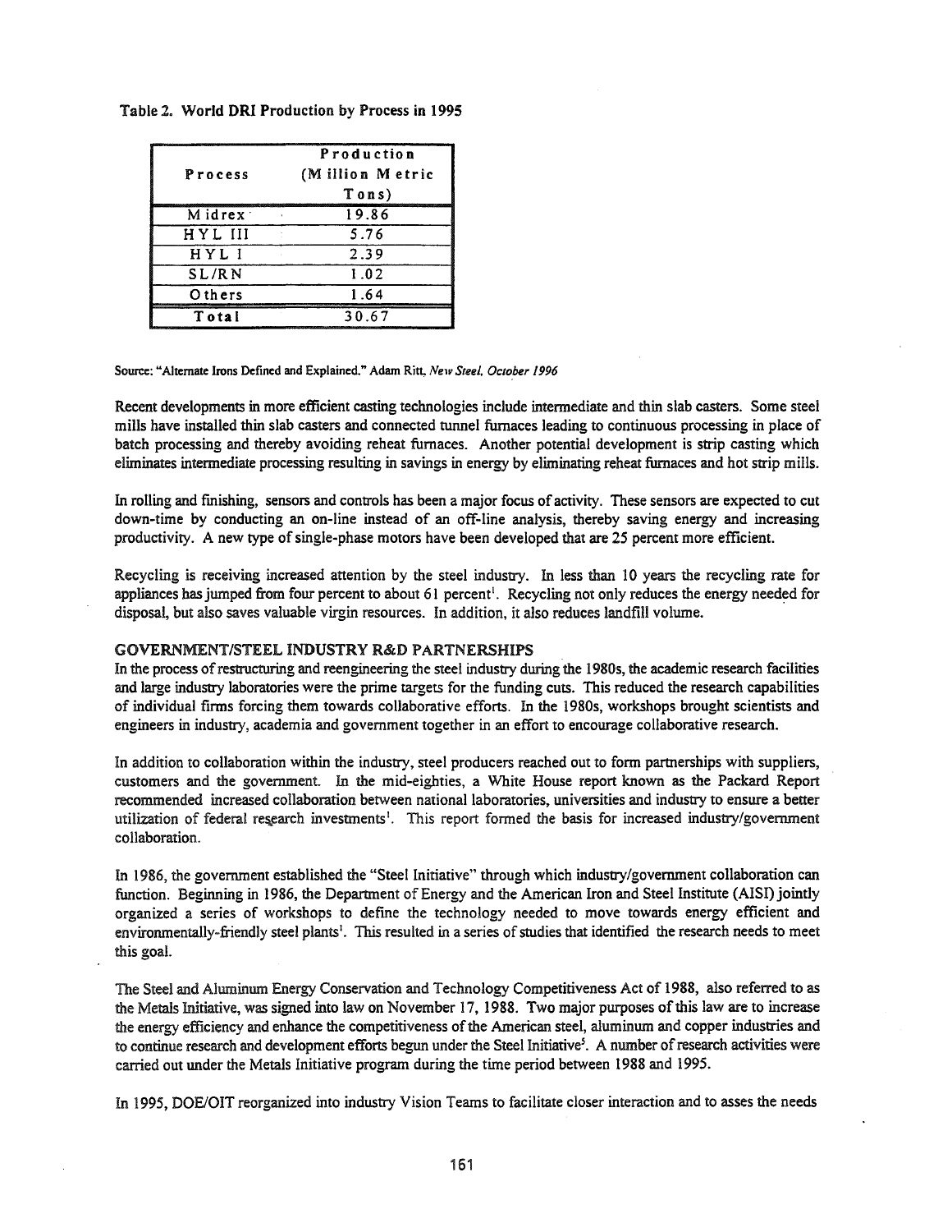Table 2. World DRI Production by Process in 1995

| Process | Production (Million Metric Tons) |
|---|---|
| Midrex | 19.86 |
| HYL III | 5.76 |
| HYL I | 2.39 |
| SL/RN | 1.02 |
| Others | 1.64 |
| Total | 30.67 |

Source: "Alternate Irons Defined and Explained." Adam Ritt, *New Steel, October 1996*

Recent developments in more efficient casting technologies include intermediate and thin slab casters. Some steel mills have installed thin slab casters and connected tunnel furnaces leading to continuous processing in place of batch processing and thereby avoiding reheat furnaces. Another potential development is strip casting which eliminates intermediate processing resulting in savings in energy by eliminating reheat furnaces and hot strip mills.

In rolling and finishing, sensors and controls has been a major focus of activity. These sensors are expected to cut down-time by conducting an on-line instead of an off-line analysis, thereby saving energy and increasing productivity. A new type of single-phase motors have been developed that are 25 percent more efficient.

Recycling is receiving increased attention by the steel industry. In less than 10 years the recycling rate for appliances has jumped from four percent to about 61 percent[1]. Recycling not only reduces the energy needed for disposal, but also saves valuable virgin resources. In addition, it also reduces landfill volume.

## GOVERNMENT/STEEL INDUSTRY R&D PARTNERSHIPS

In the process of restructuring and reengineering the steel industry during the 1980s, the academic research facilities and large industry laboratories were the prime targets for the funding cuts. This reduced the research capabilities of individual firms forcing them towards collaborative efforts. In the 1980s, workshops brought scientists and engineers in industry, academia and government together in an effort to encourage collaborative research.

In addition to collaboration within the industry, steel producers reached out to form partnerships with suppliers, customers and the government. In the mid-eighties, a White House report known as the Packard Report recommended increased collaboration between national laboratories, universities and industry to ensure a better utilization of federal research investments[1]. This report formed the basis for increased industry/government collaboration.

In 1986, the government established the "Steel Initiative" through which industry/government collaboration can function. Beginning in 1986, the Department of Energy and the American Iron and Steel Institute (AISI) jointly organized a series of workshops to define the technology needed to move towards energy efficient and environmentally-friendly steel plants[1]. This resulted in a series of studies that identified the research needs to meet this goal.

The Steel and Aluminum Energy Conservation and Technology Competitiveness Act of 1988, also referred to as the Metals Initiative, was signed into law on November 17, 1988. Two major purposes of this law are to increase the energy efficiency and enhance the competitiveness of the American steel, aluminum and copper industries and to continue research and development efforts begun under the Steel Initiative[5]. A number of research activities were carried out under the Metals Initiative program during the time period between 1988 and 1995.

In 1995, DOE/OIT reorganized into industry Vision Teams to facilitate closer interaction and to asses the needs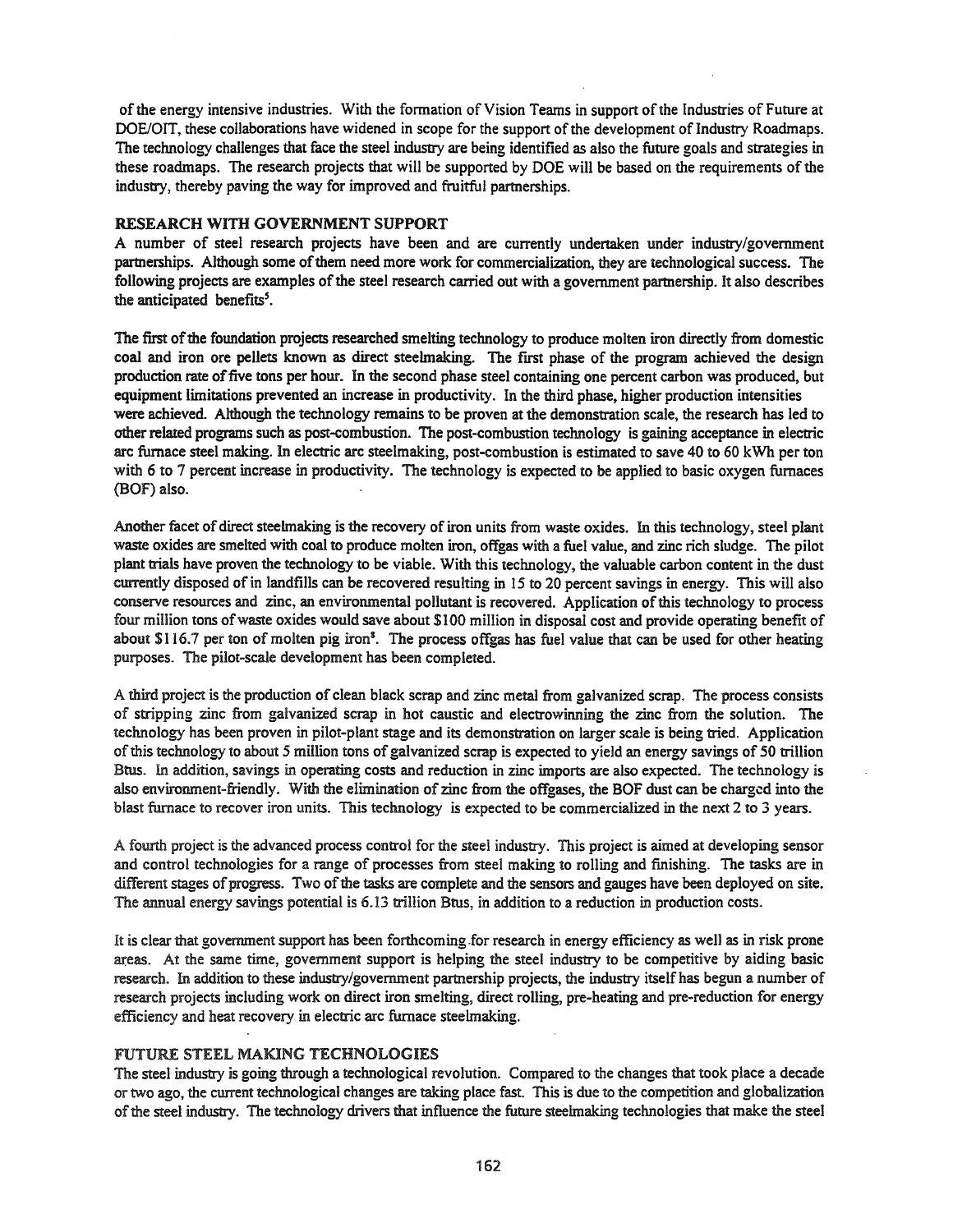of the energy intensive industries. With the formation of Vision Teams in support of the Industries of Future at DOE/OIT, these collaborations have widened in scope for the support of the development of Industry Roadmaps. The technology challenges that face the steel industry are being identified as also the future goals and strategies in these roadmaps. The research projects that will be supported by DOE will be based on the requirements of the industry, thereby paving the way for improved and fruitful partnerships.

## RESEARCH WITH GOVERNMENT SUPPORT

A number of steel research projects have been and are currently undertaken under industry/government partnerships. Although some of them need more work for commercialization, they are technological success. The following projects are examples of the steel research carried out with a government partnership. It also describes the anticipated benefits[5].

The first of the foundation projects researched smelting technology to produce molten iron directly from domestic coal and iron ore pellets known as direct steelmaking. The first phase of the program achieved the design production rate of five tons per hour. In the second phase steel containing one percent carbon was produced, but equipment limitations prevented an increase in productivity. In the third phase, higher production intensities were achieved. Although the technology remains to be proven at the demonstration scale, the research has led to other related programs such as post-combustion. The post-combustion technology is gaining acceptance in electric arc furnace steel making. In electric arc steelmaking, post-combustion is estimated to save 40 to 60 kWh per ton with 6 to 7 percent increase in productivity. The technology is expected to be applied to basic oxygen furnaces (BOF) also.

Another facet of direct steelmaking is the recovery of iron units from waste oxides. In this technology, steel plant waste oxides are smelted with coal to produce molten iron, offgas with a fuel value, and zinc rich sludge. The pilot plant trials have proven the technology to be viable. With this technology, the valuable carbon content in the dust currently disposed of in landfills can be recovered resulting in 15 to 20 percent savings in energy. This will also conserve resources and zinc, an environmental pollutant is recovered. Application of this technology to process four million tons of waste oxides would save about $100 million in disposal cost and provide operating benefit of about $116.7 per ton of molten pig iron[8]. The process offgas has fuel value that can be used for other heating purposes. The pilot-scale development has been completed.

A third project is the production of clean black scrap and zinc metal from galvanized scrap. The process consists of stripping zinc from galvanized scrap in hot caustic and electrowinning the zinc from the solution. The technology has been proven in pilot-plant stage and its demonstration on larger scale is being tried. Application of this technology to about 5 million tons of galvanized scrap is expected to yield an energy savings of 50 trillion Btus. In addition, savings in operating costs and reduction in zinc imports are also expected. The technology is also environment-friendly. With the elimination of zinc from the offgases, the BOF dust can be charged into the blast furnace to recover iron units. This technology is expected to be commercialized in the next 2 to 3 years.

A fourth project is the advanced process control for the steel industry. This project is aimed at developing sensor and control technologies for a range of processes from steel making to rolling and finishing. The tasks are in different stages of progress. Two of the tasks are complete and the sensors and gauges have been deployed on site. The annual energy savings potential is 6.13 trillion Btus, in addition to a reduction in production costs.

It is clear that government support has been forthcoming for research in energy efficiency as well as in risk prone areas. At the same time, government support is helping the steel industry to be competitive by aiding basic research. In addition to these industry/government partnership projects, the industry itself has begun a number of research projects including work on direct iron smelting, direct rolling, pre-heating and pre-reduction for energy efficiency and heat recovery in electric arc furnace steelmaking.

## FUTURE STEEL MAKING TECHNOLOGIES

The steel industry is going through a technological revolution. Compared to the changes that took place a decade or two ago, the current technological changes are taking place fast. This is due to the competition and globalization of the steel industry. The technology drivers that influence the future steelmaking technologies that make the steel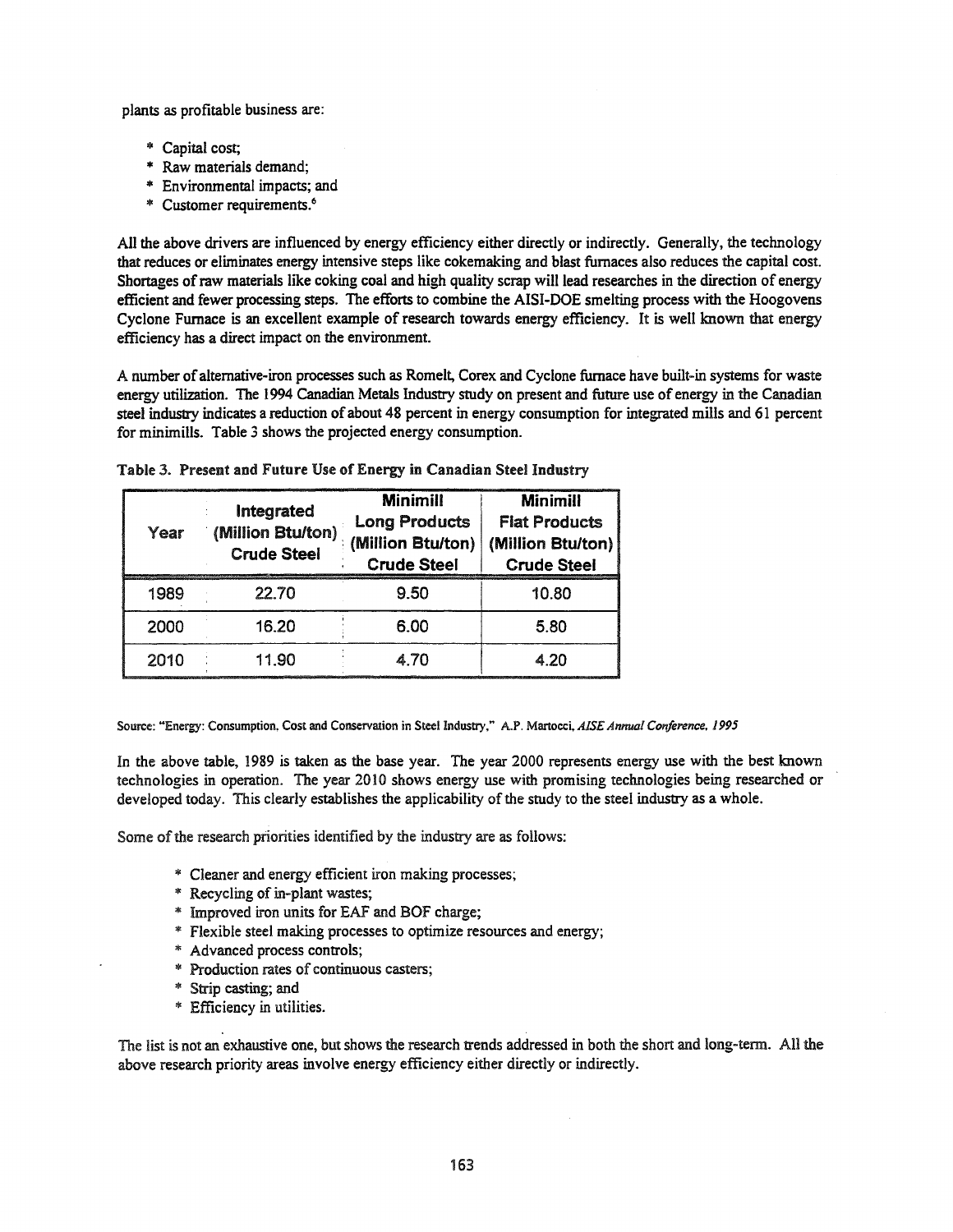plants as profitable business are:

* Capital cost;
* Raw materials demand;
* Environmental impacts; and
* Customer requirements.[6]

All the above drivers are influenced by energy efficiency either directly or indirectly. Generally, the technology that reduces or eliminates energy intensive steps like cokemaking and blast furnaces also reduces the capital cost. Shortages of raw materials like coking coal and high quality scrap will lead researches in the direction of energy efficient and fewer processing steps. The efforts to combine the AISI-DOE smelting process with the Hoogovens Cyclone Furnace is an excellent example of research towards energy efficiency. It is well known that energy efficiency has a direct impact on the environment.

A number of alternative-iron processes such as Romelt, Corex and Cyclone furnace have built-in systems for waste energy utilization. The 1994 Canadian Metals Industry study on present and future use of energy in the Canadian steel industry indicates a reduction of about 48 percent in energy consumption for integrated mills and 61 percent for minimills. Table 3 shows the projected energy consumption.

**Table 3. Present and Future Use of Energy in Canadian Steel Industry**

| Year | Integrated (Million Btu/ton) Crude Steel | Minimill Long Products (Million Btu/ton) Crude Steel | Minimill Flat Products (Million Btu/ton) Crude Steel |
|---|---|---|---|
| 1989 | 22.70 | 9.50 | 10.80 |
| 2000 | 16.20 | 6.00 | 5.80 |
| 2010 | 11.90 | 4.70 | 4.20 |

Source: "Energy: Consumption, Cost and Conservation in Steel Industry," A.P. Martocci, *AISE Annual Conference, 1995*

In the above table, 1989 is taken as the base year. The year 2000 represents energy use with the best known technologies in operation. The year 2010 shows energy use with promising technologies being researched or developed today. This clearly establishes the applicability of the study to the steel industry as a whole.

Some of the research priorities identified by the industry are as follows:

* Cleaner and energy efficient iron making processes;
* Recycling of in-plant wastes;
* Improved iron units for EAF and BOF charge;
* Flexible steel making processes to optimize resources and energy;
* Advanced process controls;
* Production rates of continuous casters;
* Strip casting; and
* Efficiency in utilities.

The list is not an exhaustive one, but shows the research trends addressed in both the short and long-term. All the above research priority areas involve energy efficiency either directly or indirectly.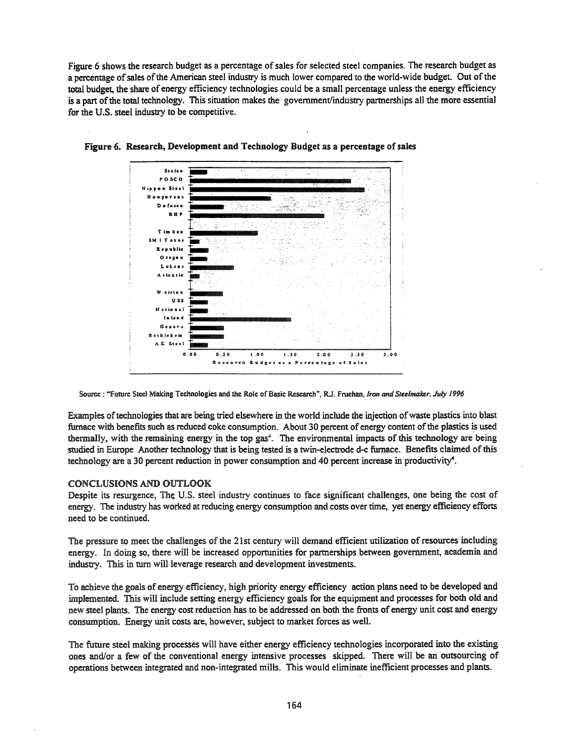Figure 6 shows the research budget as a percentage of sales for selected steel companies. The research budget as a percentage of sales of the American steel industry is much lower compared to the world-wide budget. Out of the total budget, the share of energy efficiency technologies could be a small percentage unless the energy efficiency is a part of the total technology. This situation makes the government/industry partnerships all the more essential for the U.S. steel industry to be competitive.

**Figure 6. Research, Development and Technology Budget as a percentage of sales**

Source : "Future Steel Making Technologies and the Role of Basic Research", R.J. Fruehan, *Iron and Steelmaker, July 1996*

Examples of technologies that are being tried elsewhere in the world include the injection of waste plastics into blast furnace with benefits such as reduced coke consumption. About 30 percent of energy content of the plastics is used thermally, with the remaining energy in the top gas[4]. The environmental impacts of this technology are being studied in Europe Another technology that is being tested is a twin-electrode d-c furnace. Benefits claimed of this technology are a 30 percent reduction in power consumption and 40 percent increase in productivity[4].

## CONCLUSIONS AND OUTLOOK

Despite its resurgence, The U.S. steel industry continues to face significant challenges, one being the cost of energy. The industry has worked at reducing energy consumption and costs over time, yet energy efficiency efforts need to be continued.

The pressure to meet the challenges of the 21st century will demand efficient utilization of resources including energy. In doing so, there will be increased opportunities for partnerships between government, academia and industry. This in turn will leverage research and development investments.

To achieve the goals of energy efficiency, high priority energy efficiency action plans need to be developed and implemented. This will include setting energy efficiency goals for the equipment and processes for both old and new steel plants. The energy cost reduction has to be addressed on both the fronts of energy unit cost and energy consumption. Energy unit costs are, however, subject to market forces as well.

The future steel making processes will have either energy efficiency technologies incorporated into the existing ones and/or a few of the conventional energy intensive processes skipped. There will be an outsourcing of operations between integrated and non-integrated mills. This would eliminate inefficient processes and plants.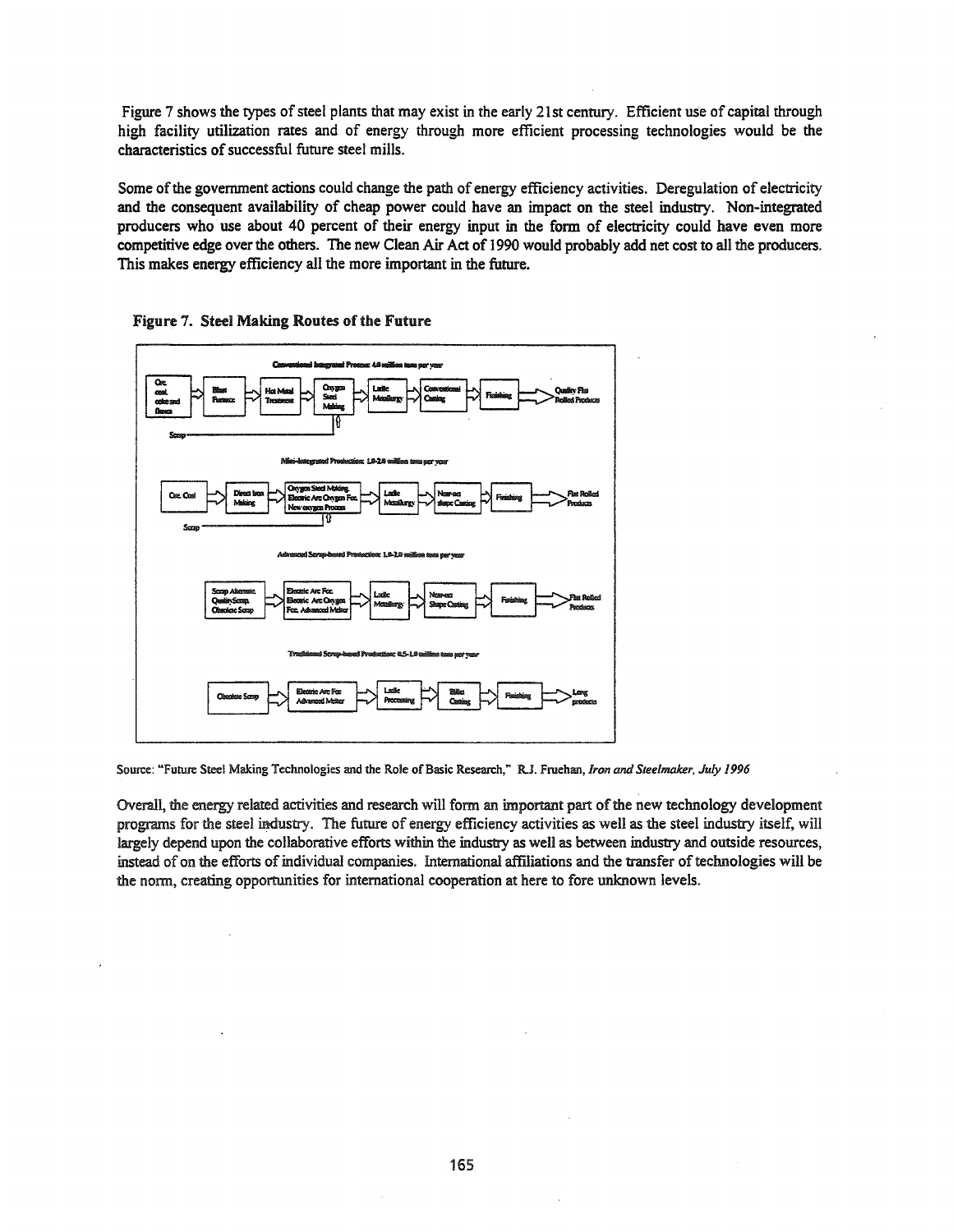Figure 7 shows the types of steel plants that may exist in the early 21st century. Efficient use of capital through high facility utilization rates and of energy through more efficient processing technologies would be the characteristics of successful future steel mills.

Some of the government actions could change the path of energy efficiency activities. Deregulation of electricity and the consequent availability of cheap power could have an impact on the steel industry. Non-integrated producers who use about 40 percent of their energy input in the form of electricity could have even more competitive edge over the others. The new Clean Air Act of 1990 would probably add net cost to all the producers. This makes energy efficiency all the more important in the future.

**Figure 7. Steel Making Routes of the Future**

Conventional Integrated Process: 4.0 million tons per year

Ore, coal, coke and fluxes → Blast Furnace → Hot Metal Treatment → Oxygen Steel Making → Ladle Metallurgy → Conventional Casting → Finishing → Quality Flat Rolled Products

Scrap → Oxygen Steel Making

Mini-Integrated Production: 1.0-2.0 million tons per year

Ore, Coal → Direct Iron Making → Oxygen Steel Making / Electric Arc Oxygen Fce. / New oxygen Process → Ladle Metallurgy → Near-net shape Casting → Finishing → Flat Rolled Products

Scrap → Oxygen Steel Making / Electric Arc Oxygen Fce. / New oxygen Process

Advanced Scrap-based Production: 1.0-2.0 million tons per year

Scrap Alternate, Quality Scrap, Obsolete Scrap → Electric Arc Fce. / Electric Arc Oxygen Fce. Advanced Melter → Ladle Metallurgy → Near-net Shape Casting → Finishing → Flat Rolled Products

Traditional Scrap-based Production: 0.5-1.0 million tons per year

Obsolete Scrap → Electric Arc Fce. Advanced Melter → Ladle Processing → Billet Casting → Finishing → Long products

Source: "Future Steel Making Technologies and the Role of Basic Research," R.J. Fruehan, *Iron and Steelmaker, July 1996*

Overall, the energy related activities and research will form an important part of the new technology development programs for the steel industry. The future of energy efficiency activities as well as the steel industry itself, will largely depend upon the collaborative efforts within the industry as well as between industry and outside resources, instead of on the efforts of individual companies. International affiliations and the transfer of technologies will be the norm, creating opportunities for international cooperation at here to fore unknown levels.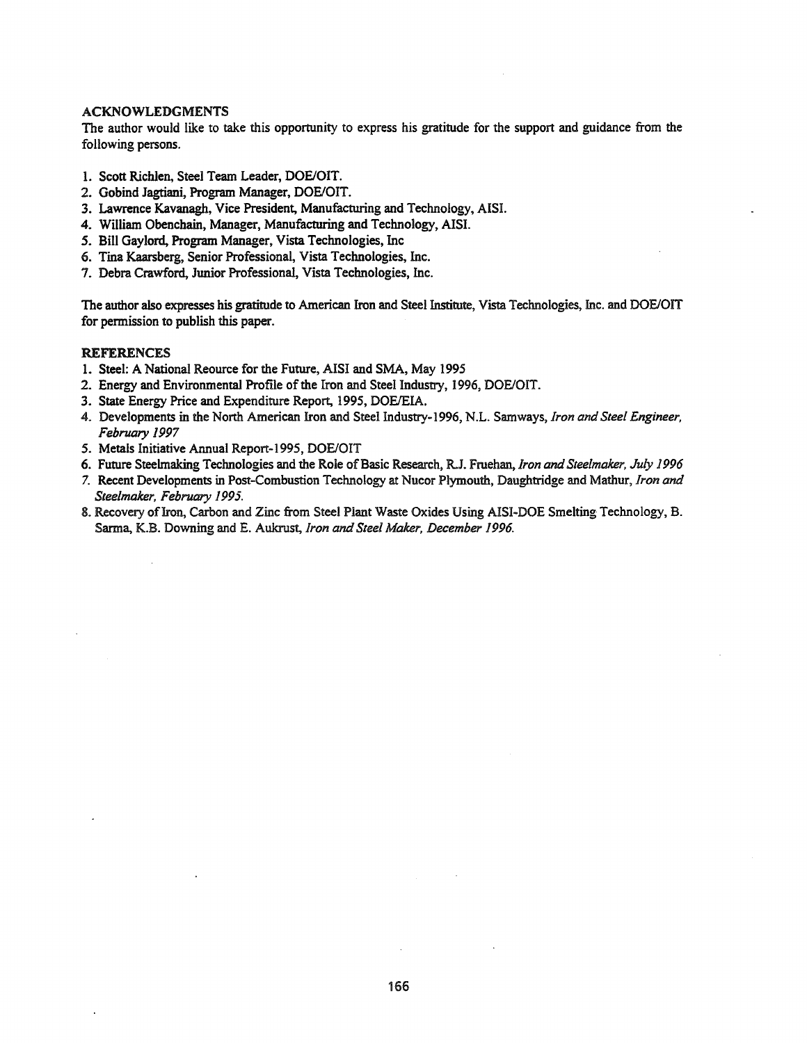## ACKNOWLEDGMENTS

The author would like to take this opportunity to express his gratitude for the support and guidance from the following persons.

1. Scott Richlen, Steel Team Leader, DOE/OIT.
2. Gobind Jagtiani, Program Manager, DOE/OIT.
3. Lawrence Kavanagh, Vice President, Manufacturing and Technology, AISI.
4. William Obenchain, Manager, Manufacturing and Technology, AISI.
5. Bill Gaylord, Program Manager, Vista Technologies, Inc
6. Tina Kaarsberg, Senior Professional, Vista Technologies, Inc.
7. Debra Crawford, Junior Professional, Vista Technologies, Inc.

The author also expresses his gratitude to American Iron and Steel Institute, Vista Technologies, Inc. and DOE/OIT for permission to publish this paper.

## REFERENCES

1. Steel: A National Reource for the Future, AISI and SMA, May 1995
2. Energy and Environmental Profile of the Iron and Steel Industry, 1996, DOE/OIT.
3. State Energy Price and Expenditure Report, 1995, DOE/EIA.
4. Developments in the North American Iron and Steel Industry-1996, N.L. Samways, *Iron and Steel Engineer, February 1997*
5. Metals Initiative Annual Report-1995, DOE/OIT
6. Future Steelmaking Technologies and the Role of Basic Research, R.J. Fruehan, *Iron and Steelmaker, July 1996*
7. Recent Developments in Post-Combustion Technology at Nucor Plymouth, Daughtridge and Mathur, *Iron and Steelmaker, February 1995.*
8. Recovery of Iron, Carbon and Zinc from Steel Plant Waste Oxides Using AISI-DOE Smelting Technology, B. Sarma, K.B. Downing and E. Aukrust, *Iron and Steel Maker, December 1996.*